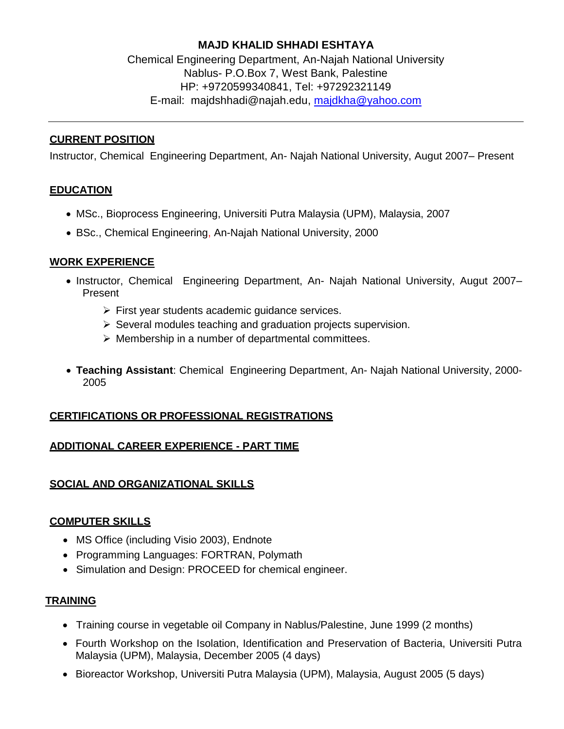**MAJD KHALID SHHADI ESHTAYA**

Chemical Engineering Department, An-Najah National University
Nablus- P.O.Box 7, West Bank, Palestine
HP: +9720599340841, Tel: +97292321149
E-mail: majdshhadi@najah.edu, majdkha@yahoo.com

---

## CURRENT POSITION

Instructor, Chemical Engineering Department, An- Najah National University, Augut 2007– Present

## EDUCATION

- MSc., Bioprocess Engineering, Universiti Putra Malaysia (UPM), Malaysia, 2007
- BSc., Chemical Engineering, An-Najah National University, 2000

## WORK EXPERIENCE

- Instructor, Chemical Engineering Department, An- Najah National University, August 2007– Present
  - First year students academic guidance services.
  - Several modules teaching and graduation projects supervision.
  - Membership in a number of departmental committees.

- **Teaching Assistant**: Chemical Engineering Department, An- Najah National University, 2000-2005

## CERTIFICATIONS OR PROFESSIONAL REGISTRATIONS

## ADDITIONAL CAREER EXPERIENCE - PART TIME

## SOCIAL AND ORGANIZATIONAL SKILLS

## COMPUTER SKILLS

- MS Office (including Visio 2003), Endnote
- Programming Languages: FORTRAN, Polymath
- Simulation and Design: PROCEED for chemical engineer.

## TRAINING

- Training course in vegetable oil Company in Nablus/Palestine, June 1999 (2 months)
- Fourth Workshop on the Isolation, Identification and Preservation of Bacteria, Universiti Putra Malaysia (UPM), Malaysia, December 2005 (4 days)
- Bioreactor Workshop, Universiti Putra Malaysia (UPM), Malaysia, August 2005 (5 days)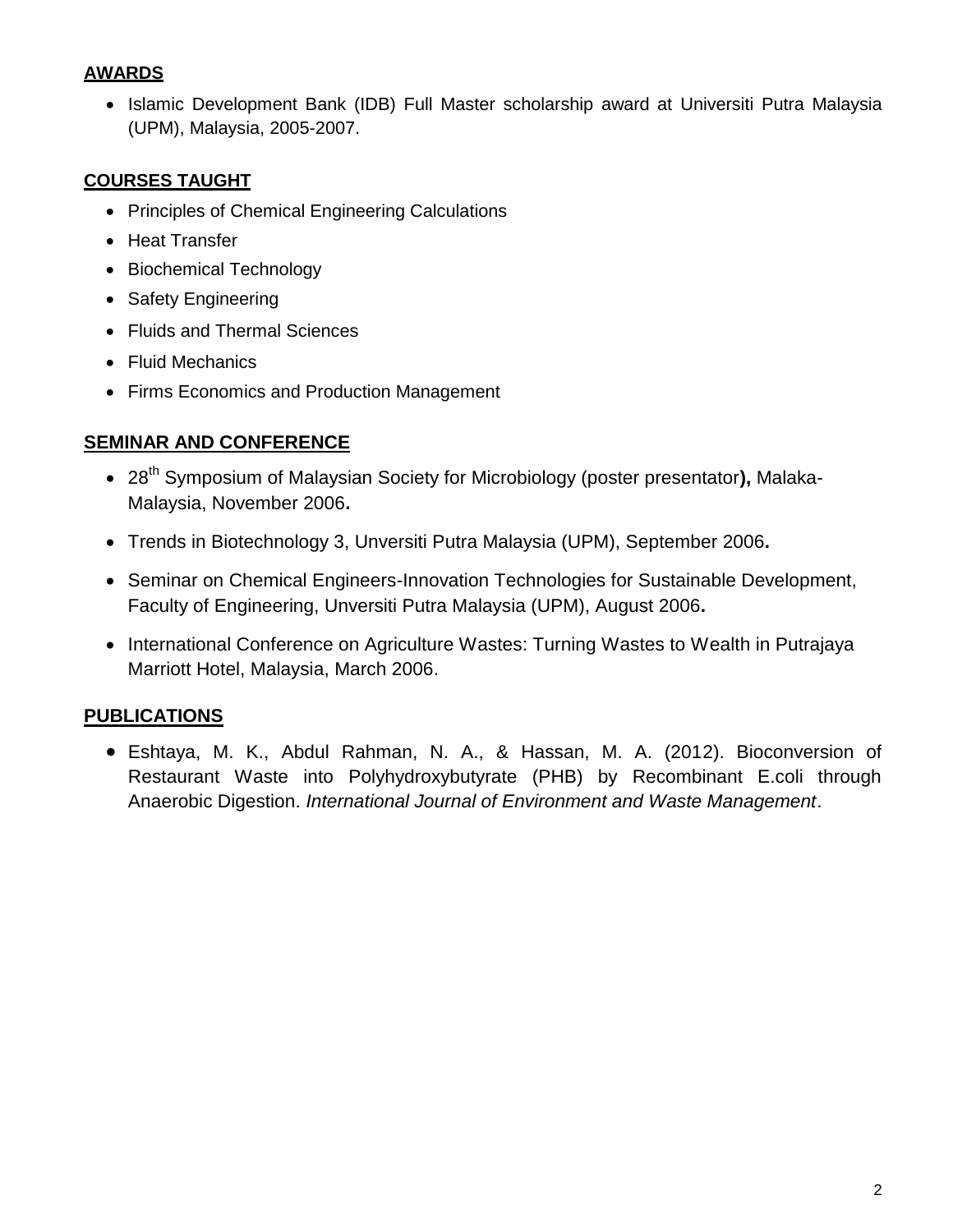## AWARDS

- Islamic Development Bank (IDB) Full Master scholarship award at Universiti Putra Malaysia (UPM), Malaysia, 2005-2007.

## COURSES TAUGHT

- Principles of Chemical Engineering Calculations
- Heat Transfer
- Biochemical Technology
- Safety Engineering
- Fluids and Thermal Sciences
- Fluid Mechanics
- Firms Economics and Production Management

## SEMINAR AND CONFERENCE

- 28th Symposium of Malaysian Society for Microbiology (poster presentator**),** Malaka-Malaysia, November 2006**.**
- Trends in Biotechnology 3, Unversiti Putra Malaysia (UPM), September 2006**.**
- Seminar on Chemical Engineers-Innovation Technologies for Sustainable Development, Faculty of Engineering, Unversiti Putra Malaysia (UPM), August 2006**.**
- International Conference on Agriculture Wastes: Turning Wastes to Wealth in Putrajaya Marriott Hotel, Malaysia, March 2006.

## PUBLICATIONS

- Eshtaya, M. K., Abdul Rahman, N. A., & Hassan, M. A. (2012). Bioconversion of Restaurant Waste into Polyhydroxybutyrate (PHB) by Recombinant E.coli through Anaerobic Digestion. *International Journal of Environment and Waste Management*.